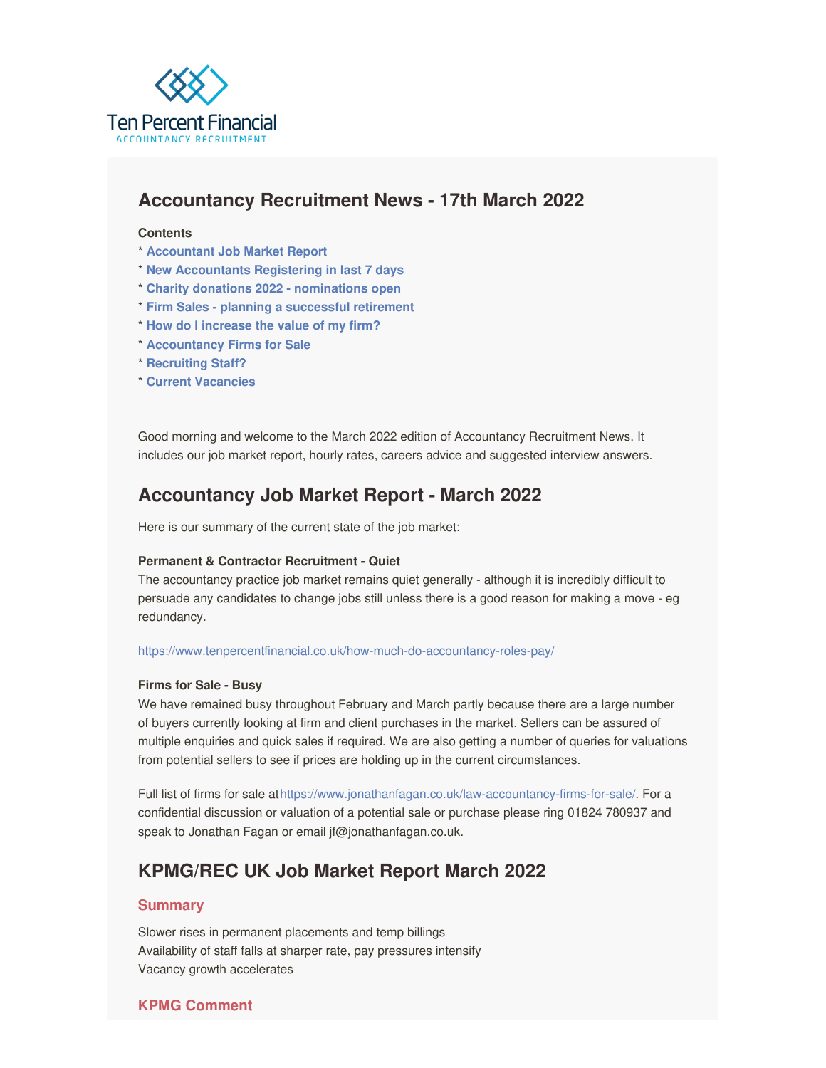Ten Percent Financial
ACCOUNTANCY RECRUITMENT

# Accountancy Recruitment News - 17th March 2022

**Contents**

* **Accountant Job Market Report**
* **New Accountants Registering in last 7 days**
* **Charity donations 2022 - nominations open**
* **Firm Sales - planning a successful retirement**
* **How do I increase the value of my firm?**
* **Accountancy Firms for Sale**
* **Recruiting Staff?**
* **Current Vacancies**

Good morning and welcome to the March 2022 edition of Accountancy Recruitment News. It includes our job market report, hourly rates, careers advice and suggested interview answers.

## Accountancy Job Market Report - March 2022

Here is our summary of the current state of the job market:

**Permanent & Contractor Recruitment - Quiet**
The accountancy practice job market remains quiet generally - although it is incredibly difficult to persuade any candidates to change jobs still unless there is a good reason for making a move - eg redundancy.

https://www.tenpercentfinancial.co.uk/how-much-do-accountancy-roles-pay/

**Firms for Sale - Busy**
We have remained busy throughout February and March partly because there are a large number of buyers currently looking at firm and client purchases in the market. Sellers can be assured of multiple enquiries and quick sales if required. We are also getting a number of queries for valuations from potential sellers to see if prices are holding up in the current circumstances.

Full list of firms for sale at https://www.jonathanfagan.co.uk/law-accountancy-firms-for-sale/. For a confidential discussion or valuation of a potential sale or purchase please ring 01824 780937 and speak to Jonathan Fagan or email jf@jonathanfagan.co.uk.

## KPMG/REC UK Job Market Report March 2022

### Summary

Slower rises in permanent placements and temp billings
Availability of staff falls at sharper rate, pay pressures intensify
Vacancy growth accelerates

### KPMG Comment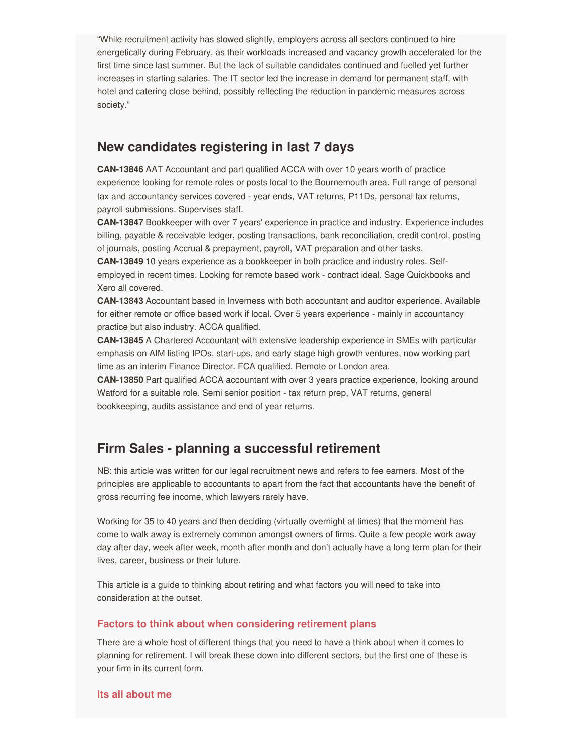"While recruitment activity has slowed slightly, employers across all sectors continued to hire energetically during February, as their workloads increased and vacancy growth accelerated for the first time since last summer. But the lack of suitable candidates continued and fuelled yet further increases in starting salaries. The IT sector led the increase in demand for permanent staff, with hotel and catering close behind, possibly reflecting the reduction in pandemic measures across society."

## New candidates registering in last 7 days

**CAN-13846** AAT Accountant and part qualified ACCA with over 10 years worth of practice experience looking for remote roles or posts local to the Bournemouth area. Full range of personal tax and accountancy services covered - year ends, VAT returns, P11Ds, personal tax returns, payroll submissions. Supervises staff.

**CAN-13847** Bookkeeper with over 7 years' experience in practice and industry. Experience includes billing, payable & receivable ledger, posting transactions, bank reconciliation, credit control, posting of journals, posting Accrual & prepayment, payroll, VAT preparation and other tasks.

**CAN-13849** 10 years experience as a bookkeeper in both practice and industry roles. Self-employed in recent times. Looking for remote based work - contract ideal. Sage Quickbooks and Xero all covered.

**CAN-13843** Accountant based in Inverness with both accountant and auditor experience. Available for either remote or office based work if local. Over 5 years experience - mainly in accountancy practice but also industry. ACCA qualified.

**CAN-13845** A Chartered Accountant with extensive leadership experience in SMEs with particular emphasis on AIM listing IPOs, start-ups, and early stage high growth ventures, now working part time as an interim Finance Director. FCA qualified. Remote or London area.

**CAN-13850** Part qualified ACCA accountant with over 3 years practice experience, looking around Watford for a suitable role. Semi senior position - tax return prep, VAT returns, general bookkeeping, audits assistance and end of year returns.

## Firm Sales - planning a successful retirement

NB: this article was written for our legal recruitment news and refers to fee earners. Most of the principles are applicable to accountants to apart from the fact that accountants have the benefit of gross recurring fee income, which lawyers rarely have.

Working for 35 to 40 years and then deciding (virtually overnight at times) that the moment has come to walk away is extremely common amongst owners of firms. Quite a few people work away day after day, week after week, month after month and don't actually have a long term plan for their lives, career, business or their future.

This article is a guide to thinking about retiring and what factors you will need to take into consideration at the outset.

### Factors to think about when considering retirement plans

There are a whole host of different things that you need to have a think about when it comes to planning for retirement. I will break these down into different sectors, but the first one of these is your firm in its current form.

### Its all about me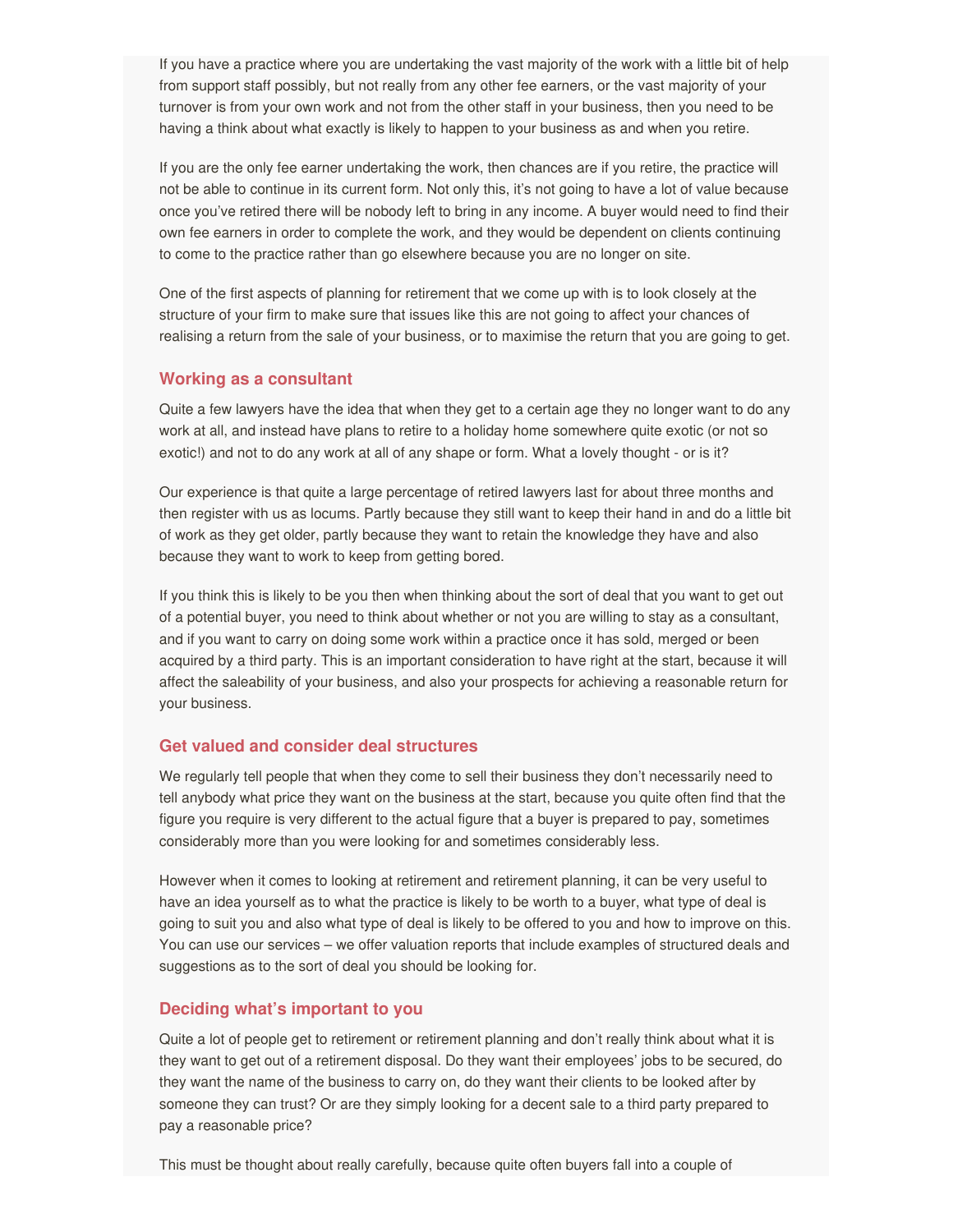If you have a practice where you are undertaking the vast majority of the work with a little bit of help from support staff possibly, but not really from any other fee earners, or the vast majority of your turnover is from your own work and not from the other staff in your business, then you need to be having a think about what exactly is likely to happen to your business as and when you retire.

If you are the only fee earner undertaking the work, then chances are if you retire, the practice will not be able to continue in its current form. Not only this, it's not going to have a lot of value because once you've retired there will be nobody left to bring in any income. A buyer would need to find their own fee earners in order to complete the work, and they would be dependent on clients continuing to come to the practice rather than go elsewhere because you are no longer on site.

One of the first aspects of planning for retirement that we come up with is to look closely at the structure of your firm to make sure that issues like this are not going to affect your chances of realising a return from the sale of your business, or to maximise the return that you are going to get.

## Working as a consultant

Quite a few lawyers have the idea that when they get to a certain age they no longer want to do any work at all, and instead have plans to retire to a holiday home somewhere quite exotic (or not so exotic!) and not to do any work at all of any shape or form. What a lovely thought - or is it?

Our experience is that quite a large percentage of retired lawyers last for about three months and then register with us as locums. Partly because they still want to keep their hand in and do a little bit of work as they get older, partly because they want to retain the knowledge they have and also because they want to work to keep from getting bored.

If you think this is likely to be you then when thinking about the sort of deal that you want to get out of a potential buyer, you need to think about whether or not you are willing to stay as a consultant, and if you want to carry on doing some work within a practice once it has sold, merged or been acquired by a third party. This is an important consideration to have right at the start, because it will affect the saleability of your business, and also your prospects for achieving a reasonable return for your business.

## Get valued and consider deal structures

We regularly tell people that when they come to sell their business they don't necessarily need to tell anybody what price they want on the business at the start, because you quite often find that the figure you require is very different to the actual figure that a buyer is prepared to pay, sometimes considerably more than you were looking for and sometimes considerably less.

However when it comes to looking at retirement and retirement planning, it can be very useful to have an idea yourself as to what the practice is likely to be worth to a buyer, what type of deal is going to suit you and also what type of deal is likely to be offered to you and how to improve on this. You can use our services – we offer valuation reports that include examples of structured deals and suggestions as to the sort of deal you should be looking for.

## Deciding what's important to you

Quite a lot of people get to retirement or retirement planning and don't really think about what it is they want to get out of a retirement disposal. Do they want their employees' jobs to be secured, do they want the name of the business to carry on, do they want their clients to be looked after by someone they can trust? Or are they simply looking for a decent sale to a third party prepared to pay a reasonable price?

This must be thought about really carefully, because quite often buyers fall into a couple of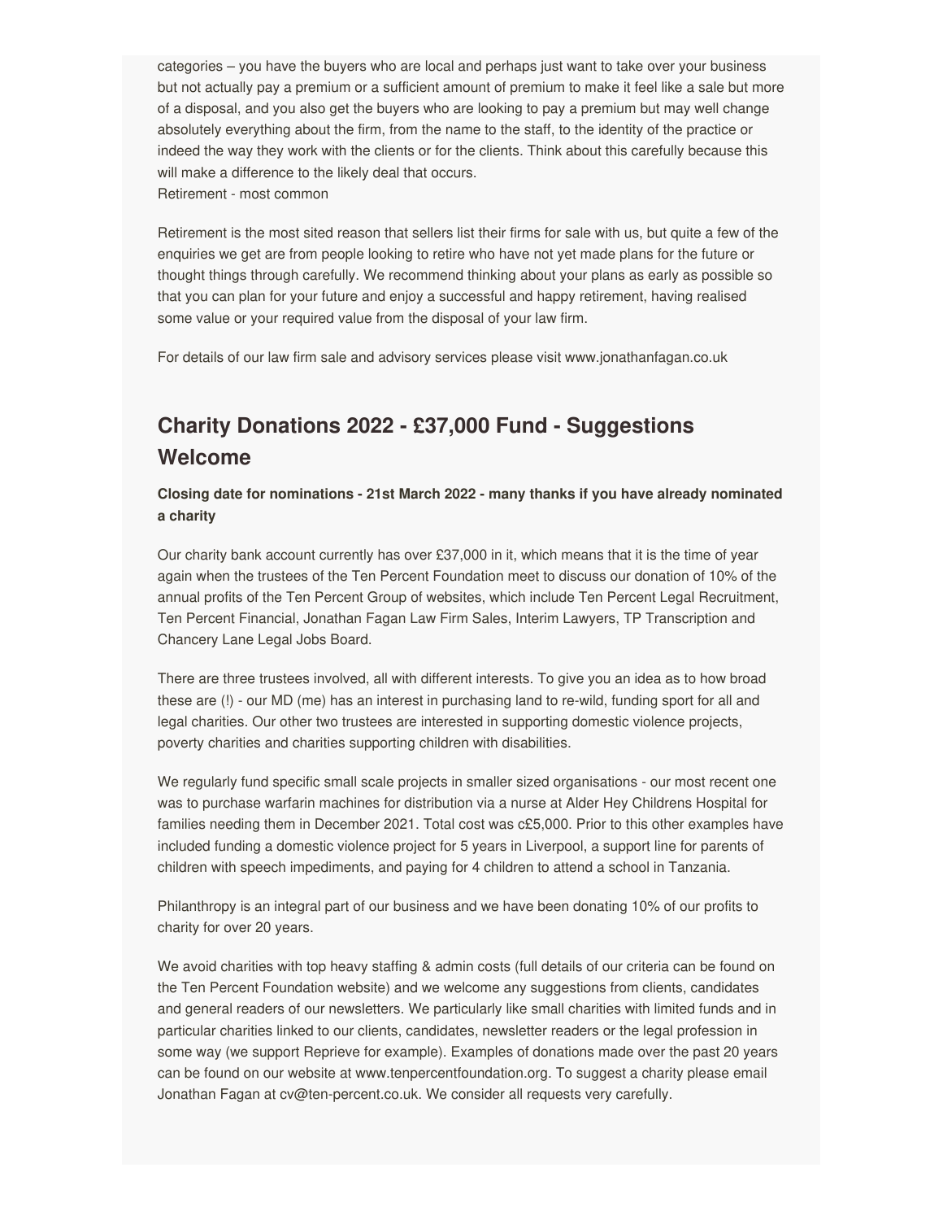categories – you have the buyers who are local and perhaps just want to take over your business but not actually pay a premium or a sufficient amount of premium to make it feel like a sale but more of a disposal, and you also get the buyers who are looking to pay a premium but may well change absolutely everything about the firm, from the name to the staff, to the identity of the practice or indeed the way they work with the clients or for the clients. Think about this carefully because this will make a difference to the likely deal that occurs.

Retirement - most common

Retirement is the most sited reason that sellers list their firms for sale with us, but quite a few of the enquiries we get are from people looking to retire who have not yet made plans for the future or thought things through carefully. We recommend thinking about your plans as early as possible so that you can plan for your future and enjoy a successful and happy retirement, having realised some value or your required value from the disposal of your law firm.

For details of our law firm sale and advisory services please visit www.jonathanfagan.co.uk

## Charity Donations 2022 - £37,000 Fund - Suggestions Welcome

**Closing date for nominations - 21st March 2022 - many thanks if you have already nominated a charity**

Our charity bank account currently has over £37,000 in it, which means that it is the time of year again when the trustees of the Ten Percent Foundation meet to discuss our donation of 10% of the annual profits of the Ten Percent Group of websites, which include Ten Percent Legal Recruitment, Ten Percent Financial, Jonathan Fagan Law Firm Sales, Interim Lawyers, TP Transcription and Chancery Lane Legal Jobs Board.

There are three trustees involved, all with different interests. To give you an idea as to how broad these are (!) - our MD (me) has an interest in purchasing land to re-wild, funding sport for all and legal charities. Our other two trustees are interested in supporting domestic violence projects, poverty charities and charities supporting children with disabilities.

We regularly fund specific small scale projects in smaller sized organisations - our most recent one was to purchase warfarin machines for distribution via a nurse at Alder Hey Childrens Hospital for families needing them in December 2021. Total cost was c£5,000. Prior to this other examples have included funding a domestic violence project for 5 years in Liverpool, a support line for parents of children with speech impediments, and paying for 4 children to attend a school in Tanzania.

Philanthropy is an integral part of our business and we have been donating 10% of our profits to charity for over 20 years.

We avoid charities with top heavy staffing & admin costs (full details of our criteria can be found on the Ten Percent Foundation website) and we welcome any suggestions from clients, candidates and general readers of our newsletters. We particularly like small charities with limited funds and in particular charities linked to our clients, candidates, newsletter readers or the legal profession in some way (we support Reprieve for example). Examples of donations made over the past 20 years can be found on our website at www.tenpercentfoundation.org. To suggest a charity please email Jonathan Fagan at cv@ten-percent.co.uk. We consider all requests very carefully.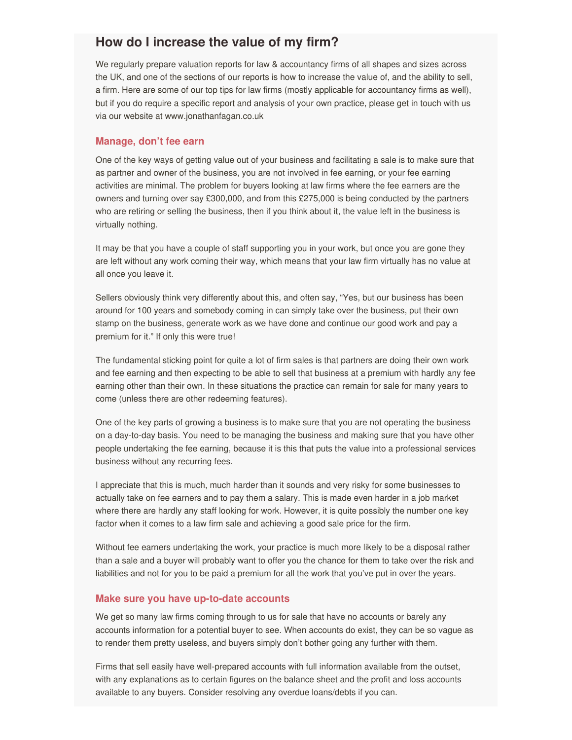## How do I increase the value of my firm?

We regularly prepare valuation reports for law & accountancy firms of all shapes and sizes across the UK, and one of the sections of our reports is how to increase the value of, and the ability to sell, a firm. Here are some of our top tips for law firms (mostly applicable for accountancy firms as well), but if you do require a specific report and analysis of your own practice, please get in touch with us via our website at www.jonathanfagan.co.uk

### Manage, don't fee earn

One of the key ways of getting value out of your business and facilitating a sale is to make sure that as partner and owner of the business, you are not involved in fee earning, or your fee earning activities are minimal. The problem for buyers looking at law firms where the fee earners are the owners and turning over say £300,000, and from this £275,000 is being conducted by the partners who are retiring or selling the business, then if you think about it, the value left in the business is virtually nothing.

It may be that you have a couple of staff supporting you in your work, but once you are gone they are left without any work coming their way, which means that your law firm virtually has no value at all once you leave it.

Sellers obviously think very differently about this, and often say, "Yes, but our business has been around for 100 years and somebody coming in can simply take over the business, put their own stamp on the business, generate work as we have done and continue our good work and pay a premium for it." If only this were true!

The fundamental sticking point for quite a lot of firm sales is that partners are doing their own work and fee earning and then expecting to be able to sell that business at a premium with hardly any fee earning other than their own. In these situations the practice can remain for sale for many years to come (unless there are other redeeming features).

One of the key parts of growing a business is to make sure that you are not operating the business on a day-to-day basis. You need to be managing the business and making sure that you have other people undertaking the fee earning, because it is this that puts the value into a professional services business without any recurring fees.

I appreciate that this is much, much harder than it sounds and very risky for some businesses to actually take on fee earners and to pay them a salary. This is made even harder in a job market where there are hardly any staff looking for work. However, it is quite possibly the number one key factor when it comes to a law firm sale and achieving a good sale price for the firm.

Without fee earners undertaking the work, your practice is much more likely to be a disposal rather than a sale and a buyer will probably want to offer you the chance for them to take over the risk and liabilities and not for you to be paid a premium for all the work that you've put in over the years.

### Make sure you have up-to-date accounts

We get so many law firms coming through to us for sale that have no accounts or barely any accounts information for a potential buyer to see. When accounts do exist, they can be so vague as to render them pretty useless, and buyers simply don't bother going any further with them.

Firms that sell easily have well-prepared accounts with full information available from the outset, with any explanations as to certain figures on the balance sheet and the profit and loss accounts available to any buyers. Consider resolving any overdue loans/debts if you can.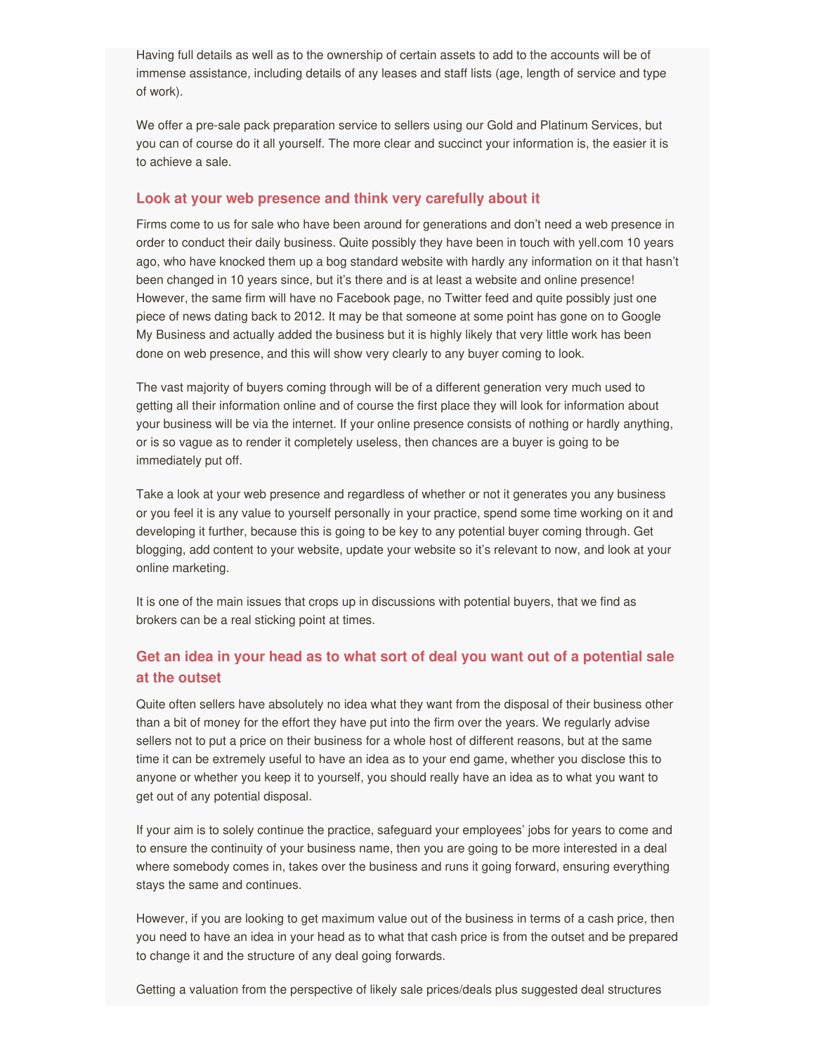Having full details as well as to the ownership of certain assets to add to the accounts will be of immense assistance, including details of any leases and staff lists (age, length of service and type of work).

We offer a pre-sale pack preparation service to sellers using our Gold and Platinum Services, but you can of course do it all yourself. The more clear and succinct your information is, the easier it is to achieve a sale.

### Look at your web presence and think very carefully about it

Firms come to us for sale who have been around for generations and don't need a web presence in order to conduct their daily business. Quite possibly they have been in touch with yell.com 10 years ago, who have knocked them up a bog standard website with hardly any information on it that hasn't been changed in 10 years since, but it's there and is at least a website and online presence! However, the same firm will have no Facebook page, no Twitter feed and quite possibly just one piece of news dating back to 2012. It may be that someone at some point has gone on to Google My Business and actually added the business but it is highly likely that very little work has been done on web presence, and this will show very clearly to any buyer coming to look.

The vast majority of buyers coming through will be of a different generation very much used to getting all their information online and of course the first place they will look for information about your business will be via the internet. If your online presence consists of nothing or hardly anything, or is so vague as to render it completely useless, then chances are a buyer is going to be immediately put off.

Take a look at your web presence and regardless of whether or not it generates you any business or you feel it is any value to yourself personally in your practice, spend some time working on it and developing it further, because this is going to be key to any potential buyer coming through. Get blogging, add content to your website, update your website so it's relevant to now, and look at your online marketing.

It is one of the main issues that crops up in discussions with potential buyers, that we find as brokers can be a real sticking point at times.

### Get an idea in your head as to what sort of deal you want out of a potential sale at the outset

Quite often sellers have absolutely no idea what they want from the disposal of their business other than a bit of money for the effort they have put into the firm over the years. We regularly advise sellers not to put a price on their business for a whole host of different reasons, but at the same time it can be extremely useful to have an idea as to your end game, whether you disclose this to anyone or whether you keep it to yourself, you should really have an idea as to what you want to get out of any potential disposal.

If your aim is to solely continue the practice, safeguard your employees' jobs for years to come and to ensure the continuity of your business name, then you are going to be more interested in a deal where somebody comes in, takes over the business and runs it going forward, ensuring everything stays the same and continues.

However, if you are looking to get maximum value out of the business in terms of a cash price, then you need to have an idea in your head as to what that cash price is from the outset and be prepared to change it and the structure of any deal going forwards.

Getting a valuation from the perspective of likely sale prices/deals plus suggested deal structures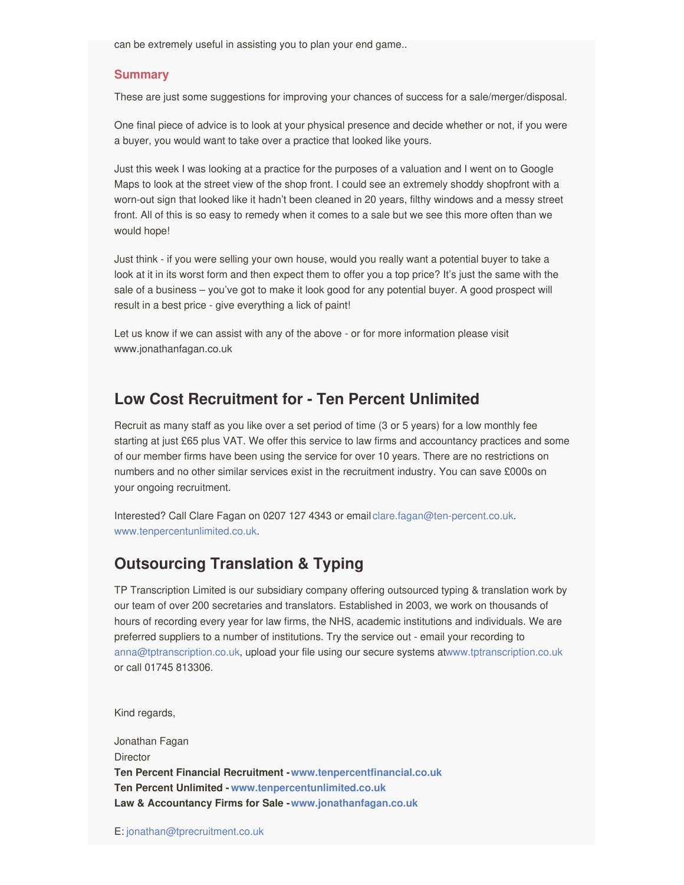can be extremely useful in assisting you to plan your end game..

### Summary

These are just some suggestions for improving your chances of success for a sale/merger/disposal.

One final piece of advice is to look at your physical presence and decide whether or not, if you were a buyer, you would want to take over a practice that looked like yours.

Just this week I was looking at a practice for the purposes of a valuation and I went on to Google Maps to look at the street view of the shop front. I could see an extremely shoddy shopfront with a worn-out sign that looked like it hadn't been cleaned in 20 years, filthy windows and a messy street front. All of this is so easy to remedy when it comes to a sale but we see this more often than we would hope!

Just think - if you were selling your own house, would you really want a potential buyer to take a look at it in its worst form and then expect them to offer you a top price? It's just the same with the sale of a business – you've got to make it look good for any potential buyer. A good prospect will result in a best price - give everything a lick of paint!

Let us know if we can assist with any of the above - or for more information please visit www.jonathanfagan.co.uk

## Low Cost Recruitment for - Ten Percent Unlimited

Recruit as many staff as you like over a set period of time (3 or 5 years) for a low monthly fee starting at just £65 plus VAT. We offer this service to law firms and accountancy practices and some of our member firms have been using the service for over 10 years. There are no restrictions on numbers and no other similar services exist in the recruitment industry. You can save £000s on your ongoing recruitment.

Interested? Call Clare Fagan on 0207 127 4343 or email clare.fagan@ten-percent.co.uk. www.tenpercentunlimited.co.uk.

## Outsourcing Translation & Typing

TP Transcription Limited is our subsidiary company offering outsourced typing & translation work by our team of over 200 secretaries and translators. Established in 2003, we work on thousands of hours of recording every year for law firms, the NHS, academic institutions and individuals. We are preferred suppliers to a number of institutions. Try the service out - email your recording to anna@tptranscription.co.uk, upload your file using our secure systems at www.tptranscription.co.uk or call 01745 813306.

Kind regards,

Jonathan Fagan
Director
**Ten Percent Financial Recruitment - www.tenpercentfinancial.co.uk**
**Ten Percent Unlimited - www.tenpercentunlimited.co.uk**
**Law & Accountancy Firms for Sale - www.jonathanfagan.co.uk**

E: jonathan@tprecruitment.co.uk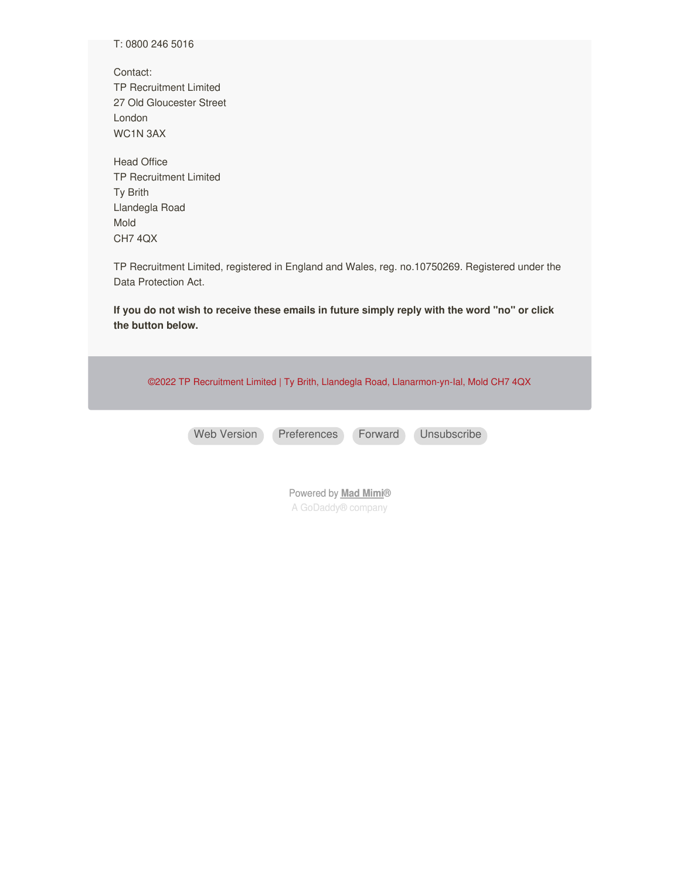T: 0800 246 5016

Contact:
TP Recruitment Limited
27 Old Gloucester Street
London
WC1N 3AX

Head Office
TP Recruitment Limited
Ty Brith
Llandegla Road
Mold
CH7 4QX

TP Recruitment Limited, registered in England and Wales, reg. no.10750269. Registered under the Data Protection Act.

**If you do not wish to receive these emails in future simply reply with the word "no" or click the button below.**

©2022 TP Recruitment Limited | Ty Brith, Llandegla Road, Llanarmon-yn-Ial, Mold CH7 4QX

Web Version Preferences Forward Unsubscribe

Powered by **Mad Mimi**®
A GoDaddy® company